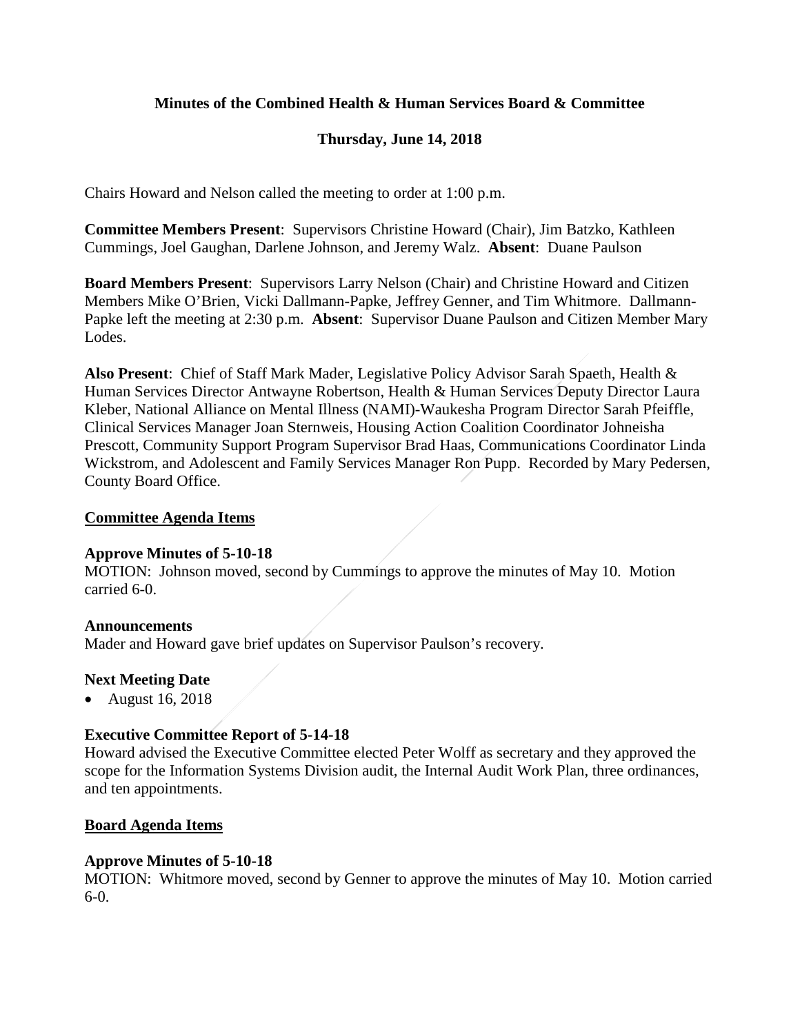**Minutes of the Combined Health & Human Services Board & Committee**

**Thursday, June 14, 2018**

Chairs Howard and Nelson called the meeting to order at 1:00 p.m.

**Committee Members Present**: Supervisors Christine Howard (Chair), Jim Batzko, Kathleen Cummings, Joel Gaughan, Darlene Johnson, and Jeremy Walz. **Absent**: Duane Paulson

**Board Members Present**: Supervisors Larry Nelson (Chair) and Christine Howard and Citizen Members Mike O'Brien, Vicki Dallmann-Papke, Jeffrey Genner, and Tim Whitmore. Dallmann-Papke left the meeting at 2:30 p.m. **Absent**: Supervisor Duane Paulson and Citizen Member Mary Lodes.

**Also Present**: Chief of Staff Mark Mader, Legislative Policy Advisor Sarah Spaeth, Health & Human Services Director Antwayne Robertson, Health & Human Services Deputy Director Laura Kleber, National Alliance on Mental Illness (NAMI)-Waukesha Program Director Sarah Pfeiffle, Clinical Services Manager Joan Sternweis, Housing Action Coalition Coordinator Johneisha Prescott, Community Support Program Supervisor Brad Haas, Communications Coordinator Linda Wickstrom, and Adolescent and Family Services Manager Ron Pupp. Recorded by Mary Pedersen, County Board Office.

## Committee Agenda Items

**Approve Minutes of 5-10-18**

MOTION: Johnson moved, second by Cummings to approve the minutes of May 10. Motion carried 6-0.

**Announcements**

Mader and Howard gave brief updates on Supervisor Paulson's recovery.

**Next Meeting Date**

- August 16, 2018

**Executive Committee Report of 5-14-18**

Howard advised the Executive Committee elected Peter Wolff as secretary and they approved the scope for the Information Systems Division audit, the Internal Audit Work Plan, three ordinances, and ten appointments.

## Board Agenda Items

**Approve Minutes of 5-10-18**

MOTION: Whitmore moved, second by Genner to approve the minutes of May 10. Motion carried 6-0.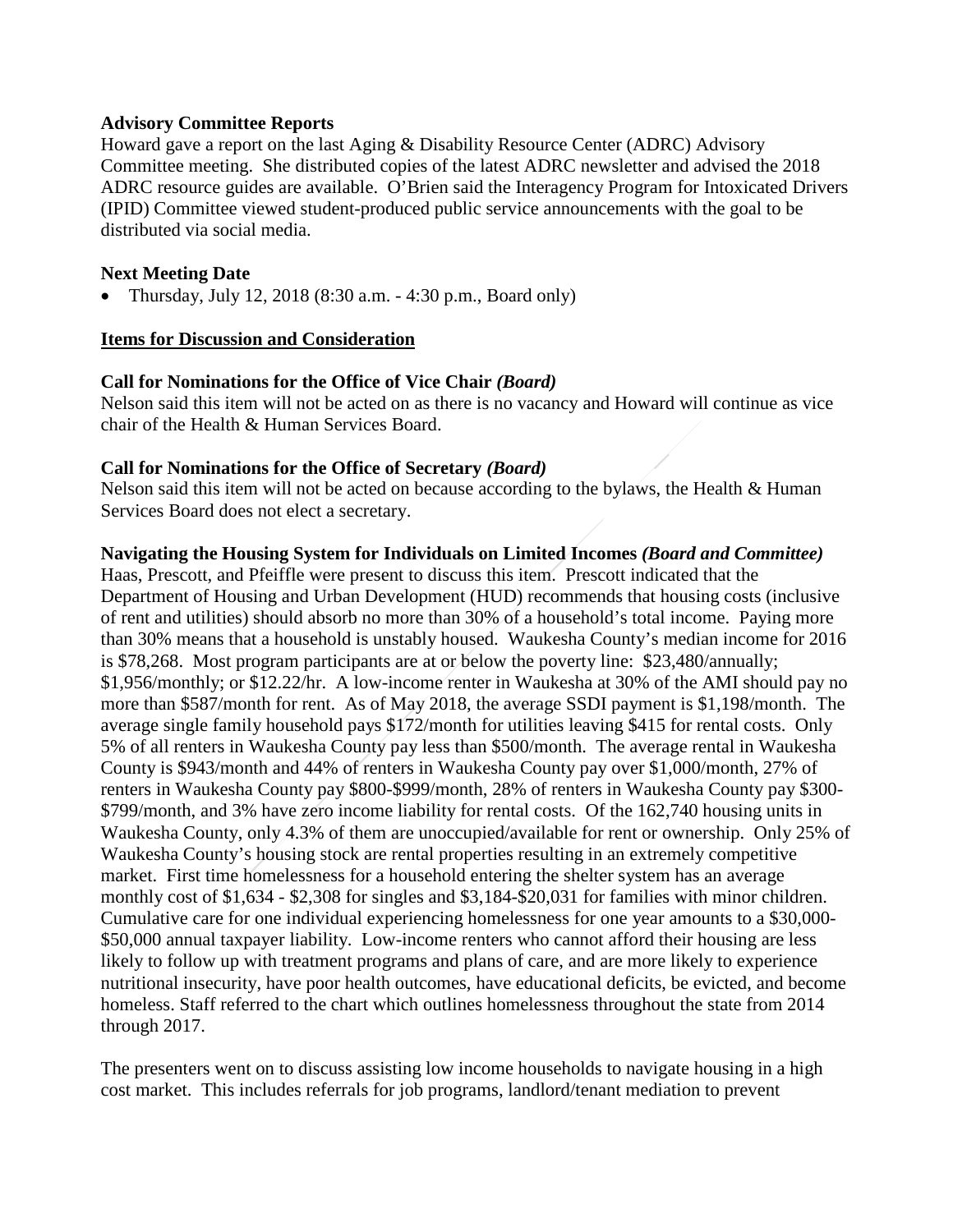**Advisory Committee Reports**

Howard gave a report on the last Aging & Disability Resource Center (ADRC) Advisory Committee meeting. She distributed copies of the latest ADRC newsletter and advised the 2018 ADRC resource guides are available. O'Brien said the Interagency Program for Intoxicated Drivers (IPID) Committee viewed student-produced public service announcements with the goal to be distributed via social media.

**Next Meeting Date**

- Thursday, July 12, 2018 (8:30 a.m. - 4:30 p.m., Board only)

**Items for Discussion and Consideration**

**Call for Nominations for the Office of Vice Chair** ***(Board)***

Nelson said this item will not be acted on as there is no vacancy and Howard will continue as vice chair of the Health & Human Services Board.

**Call for Nominations for the Office of Secretary** ***(Board)***

Nelson said this item will not be acted on because according to the bylaws, the Health & Human Services Board does not elect a secretary.

**Navigating the Housing System for Individuals on Limited Incomes** ***(Board and Committee)***

Haas, Prescott, and Pfeiffle were present to discuss this item. Prescott indicated that the Department of Housing and Urban Development (HUD) recommends that housing costs (inclusive of rent and utilities) should absorb no more than 30% of a household's total income. Paying more than 30% means that a household is unstably housed. Waukesha County's median income for 2016 is $78,268. Most program participants are at or below the poverty line: $23,480/annually; $1,956/monthly; or $12.22/hr. A low-income renter in Waukesha at 30% of the AMI should pay no more than $587/month for rent. As of May 2018, the average SSDI payment is $1,198/month. The average single family household pays $172/month for utilities leaving $415 for rental costs. Only 5% of all renters in Waukesha County pay less than $500/month. The average rental in Waukesha County is $943/month and 44% of renters in Waukesha County pay over $1,000/month, 27% of renters in Waukesha County pay $800-$999/month, 28% of renters in Waukesha County pay $300-$799/month, and 3% have zero income liability for rental costs. Of the 162,740 housing units in Waukesha County, only 4.3% of them are unoccupied/available for rent or ownership. Only 25% of Waukesha County's housing stock are rental properties resulting in an extremely competitive market. First time homelessness for a household entering the shelter system has an average monthly cost of $1,634 - $2,308 for singles and $3,184-$20,031 for families with minor children. Cumulative care for one individual experiencing homelessness for one year amounts to a $30,000-$50,000 annual taxpayer liability. Low-income renters who cannot afford their housing are less likely to follow up with treatment programs and plans of care, and are more likely to experience nutritional insecurity, have poor health outcomes, have educational deficits, be evicted, and become homeless. Staff referred to the chart which outlines homelessness throughout the state from 2014 through 2017.

The presenters went on to discuss assisting low income households to navigate housing in a high cost market. This includes referrals for job programs, landlord/tenant mediation to prevent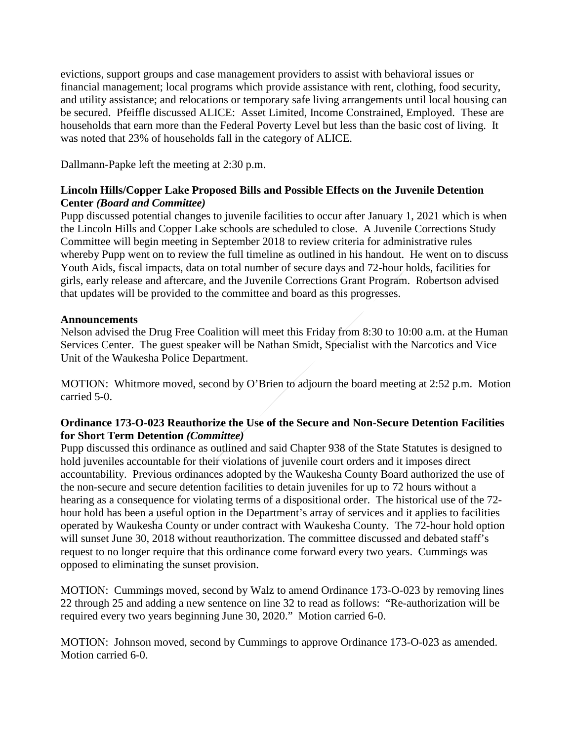evictions, support groups and case management providers to assist with behavioral issues or financial management; local programs which provide assistance with rent, clothing, food security, and utility assistance; and relocations or temporary safe living arrangements until local housing can be secured. Pfeiffle discussed ALICE: Asset Limited, Income Constrained, Employed. These are households that earn more than the Federal Poverty Level but less than the basic cost of living. It was noted that 23% of households fall in the category of ALICE.

Dallmann-Papke left the meeting at 2:30 p.m.

**Lincoln Hills/Copper Lake Proposed Bills and Possible Effects on the Juvenile Detention Center *(Board and Committee)***

Pupp discussed potential changes to juvenile facilities to occur after January 1, 2021 which is when the Lincoln Hills and Copper Lake schools are scheduled to close. A Juvenile Corrections Study Committee will begin meeting in September 2018 to review criteria for administrative rules whereby Pupp went on to review the full timeline as outlined in his handout. He went on to discuss Youth Aids, fiscal impacts, data on total number of secure days and 72-hour holds, facilities for girls, early release and aftercare, and the Juvenile Corrections Grant Program. Robertson advised that updates will be provided to the committee and board as this progresses.

**Announcements**

Nelson advised the Drug Free Coalition will meet this Friday from 8:30 to 10:00 a.m. at the Human Services Center. The guest speaker will be Nathan Smidt, Specialist with the Narcotics and Vice Unit of the Waukesha Police Department.

MOTION: Whitmore moved, second by O'Brien to adjourn the board meeting at 2:52 p.m. Motion carried 5-0.

**Ordinance 173-O-023 Reauthorize the Use of the Secure and Non-Secure Detention Facilities for Short Term Detention *(Committee)***

Pupp discussed this ordinance as outlined and said Chapter 938 of the State Statutes is designed to hold juveniles accountable for their violations of juvenile court orders and it imposes direct accountability. Previous ordinances adopted by the Waukesha County Board authorized the use of the non-secure and secure detention facilities to detain juveniles for up to 72 hours without a hearing as a consequence for violating terms of a dispositional order. The historical use of the 72-hour hold has been a useful option in the Department's array of services and it applies to facilities operated by Waukesha County or under contract with Waukesha County. The 72-hour hold option will sunset June 30, 2018 without reauthorization. The committee discussed and debated staff's request to no longer require that this ordinance come forward every two years. Cummings was opposed to eliminating the sunset provision.

MOTION: Cummings moved, second by Walz to amend Ordinance 173-O-023 by removing lines 22 through 25 and adding a new sentence on line 32 to read as follows: "Re-authorization will be required every two years beginning June 30, 2020." Motion carried 6-0.

MOTION: Johnson moved, second by Cummings to approve Ordinance 173-O-023 as amended. Motion carried 6-0.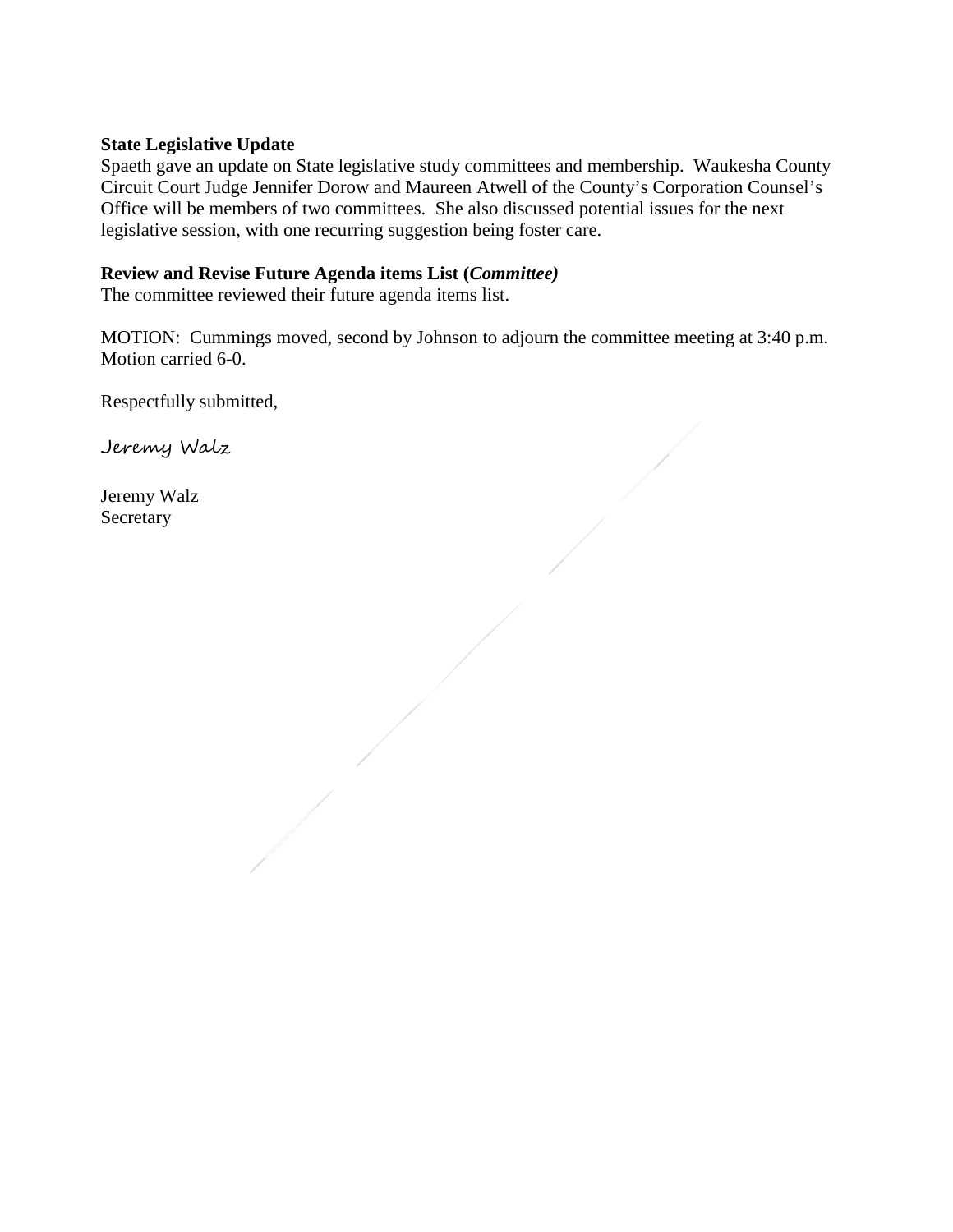**State Legislative Update**

Spaeth gave an update on State legislative study committees and membership. Waukesha County Circuit Court Judge Jennifer Dorow and Maureen Atwell of the County's Corporation Counsel's Office will be members of two committees. She also discussed potential issues for the next legislative session, with one recurring suggestion being foster care.

**Review and Revise Future Agenda items List (*Committee)***

The committee reviewed their future agenda items list.

MOTION: Cummings moved, second by Johnson to adjourn the committee meeting at 3:40 p.m. Motion carried 6-0.

Respectfully submitted,

Jeremy Walz

Jeremy Walz
Secretary